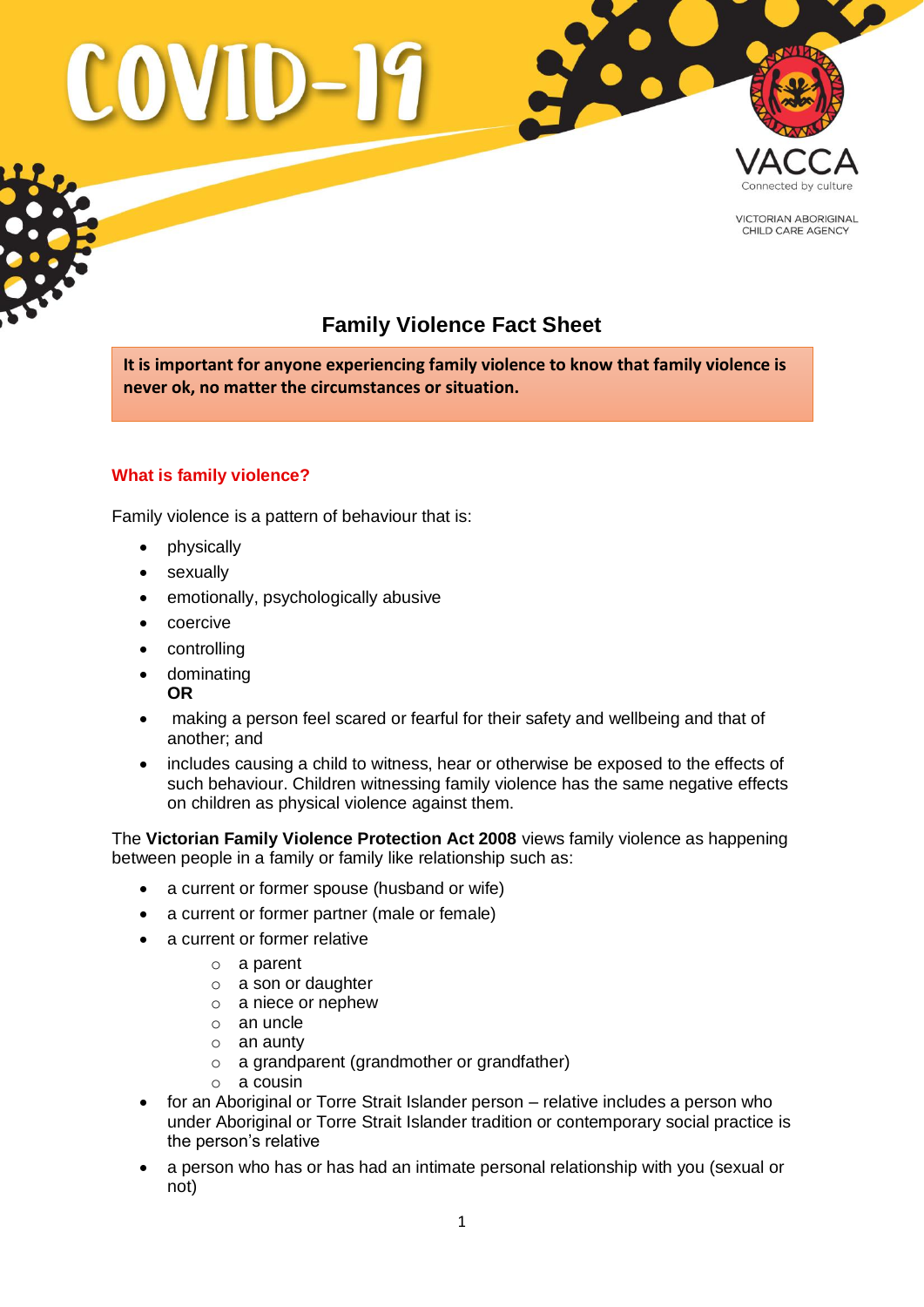# COVID-19

VACCA
Connected by culture

VICTORIAN ABORIGINAL CHILD CARE AGENCY

## Family Violence Fact Sheet

**It is important for anyone experiencing family violence to know that family violence is never ok, no matter the circumstances or situation.**

### What is family violence?

Family violence is a pattern of behaviour that is:

- physically
- sexually
- emotionally, psychologically abusive
- coercive
- controlling
- dominating
  **OR**
- making a person feel scared or fearful for their safety and wellbeing and that of another; and
- includes causing a child to witness, hear or otherwise be exposed to the effects of such behaviour. Children witnessing family violence has the same negative effects on children as physical violence against them.

The **Victorian Family Violence Protection Act 2008** views family violence as happening between people in a family or family like relationship such as:

- a current or former spouse (husband or wife)
- a current or former partner (male or female)
- a current or former relative
  - a parent
  - a son or daughter
  - a niece or nephew
  - an uncle
  - an aunty
  - a grandparent (grandmother or grandfather)
  - a cousin
- for an Aboriginal or Torre Strait Islander person – relative includes a person who under Aboriginal or Torre Strait Islander tradition or contemporary social practice is the person's relative
- a person who has or has had an intimate personal relationship with you (sexual or not)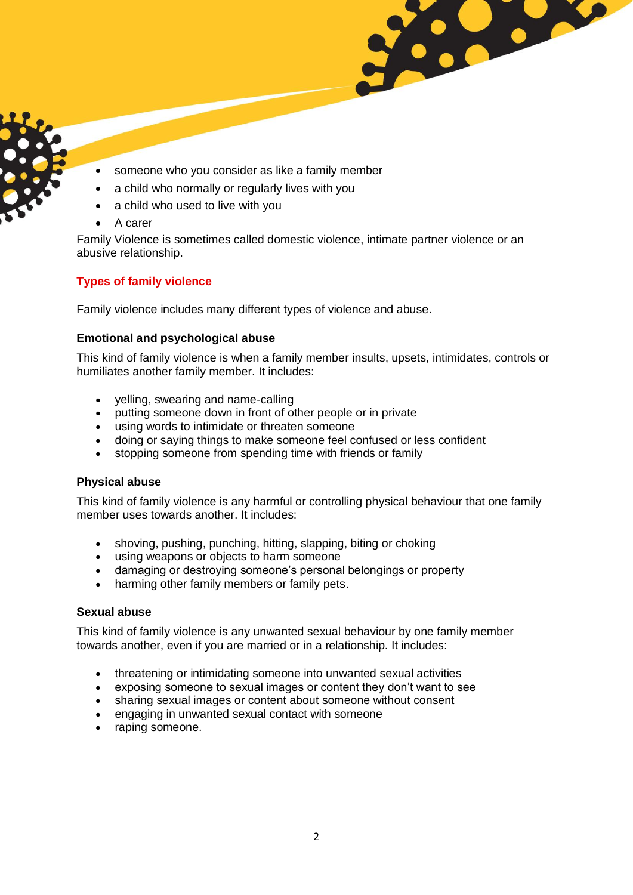- someone who you consider as like a family member
- a child who normally or regularly lives with you
- a child who used to live with you
- A carer

Family Violence is sometimes called domestic violence, intimate partner violence or an abusive relationship.

## Types of family violence

Family violence includes many different types of violence and abuse.

### Emotional and psychological abuse

This kind of family violence is when a family member insults, upsets, intimidates, controls or humiliates another family member. It includes:

- yelling, swearing and name-calling
- putting someone down in front of other people or in private
- using words to intimidate or threaten someone
- doing or saying things to make someone feel confused or less confident
- stopping someone from spending time with friends or family

### Physical abuse

This kind of family violence is any harmful or controlling physical behaviour that one family member uses towards another. It includes:

- shoving, pushing, punching, hitting, slapping, biting or choking
- using weapons or objects to harm someone
- damaging or destroying someone's personal belongings or property
- harming other family members or family pets.

### Sexual abuse

This kind of family violence is any unwanted sexual behaviour by one family member towards another, even if you are married or in a relationship. It includes:

- threatening or intimidating someone into unwanted sexual activities
- exposing someone to sexual images or content they don't want to see
- sharing sexual images or content about someone without consent
- engaging in unwanted sexual contact with someone
- raping someone.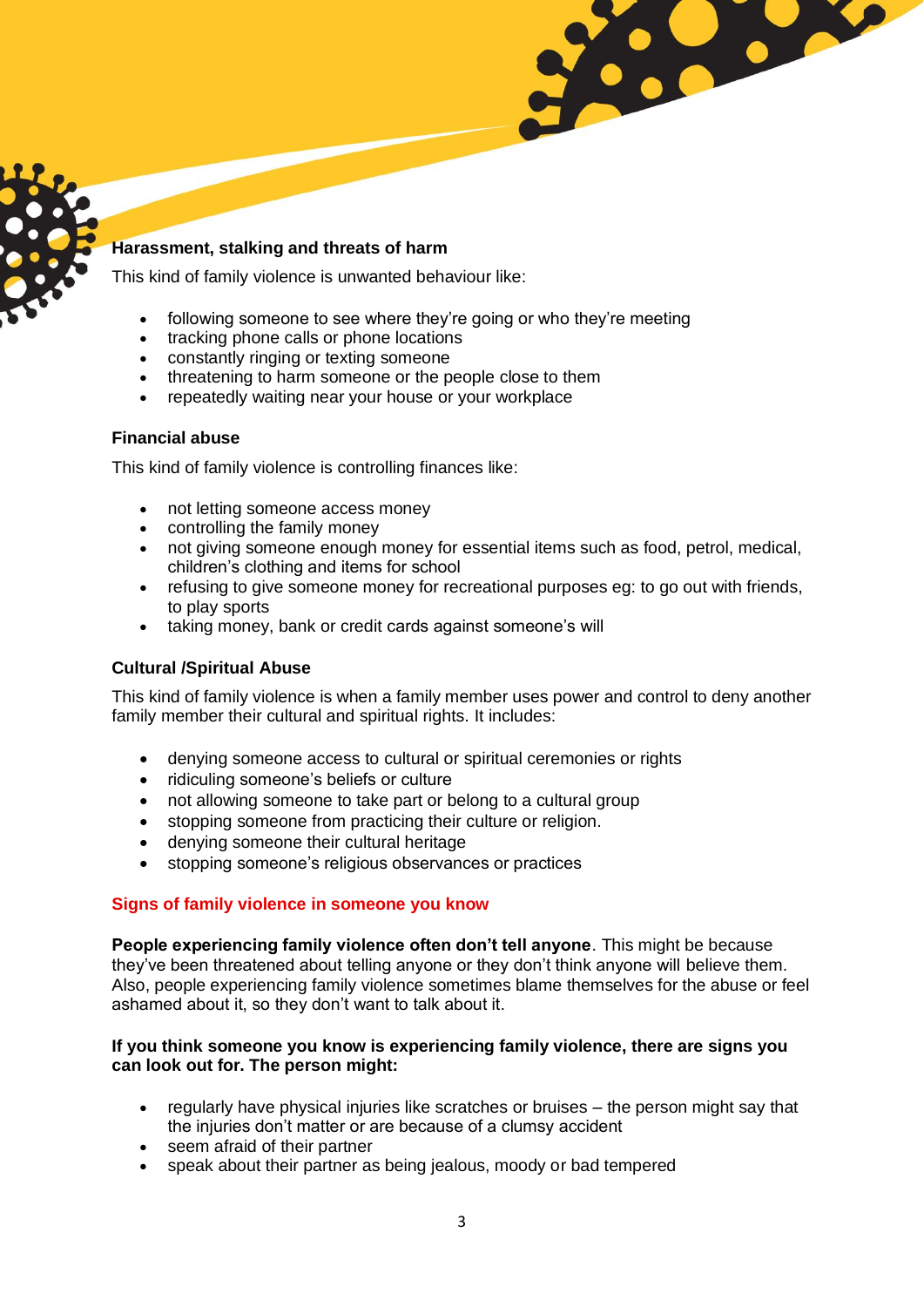### Harassment, stalking and threats of harm

This kind of family violence is unwanted behaviour like:

- following someone to see where they're going or who they're meeting
- tracking phone calls or phone locations
- constantly ringing or texting someone
- threatening to harm someone or the people close to them
- repeatedly waiting near your house or your workplace

### Financial abuse

This kind of family violence is controlling finances like:

- not letting someone access money
- controlling the family money
- not giving someone enough money for essential items such as food, petrol, medical, children's clothing and items for school
- refusing to give someone money for recreational purposes eg: to go out with friends, to play sports
- taking money, bank or credit cards against someone's will

### Cultural /Spiritual Abuse

This kind of family violence is when a family member uses power and control to deny another family member their cultural and spiritual rights. It includes:

- denying someone access to cultural or spiritual ceremonies or rights
- ridiculing someone's beliefs or culture
- not allowing someone to take part or belong to a cultural group
- stopping someone from practicing their culture or religion.
- denying someone their cultural heritage
- stopping someone's religious observances or practices

## Signs of family violence in someone you know

**People experiencing family violence often don't tell anyone**. This might be because they've been threatened about telling anyone or they don't think anyone will believe them. Also, people experiencing family violence sometimes blame themselves for the abuse or feel ashamed about it, so they don't want to talk about it.

**If you think someone you know is experiencing family violence, there are signs you can look out for. The person might:**

- regularly have physical injuries like scratches or bruises – the person might say that the injuries don't matter or are because of a clumsy accident
- seem afraid of their partner
- speak about their partner as being jealous, moody or bad tempered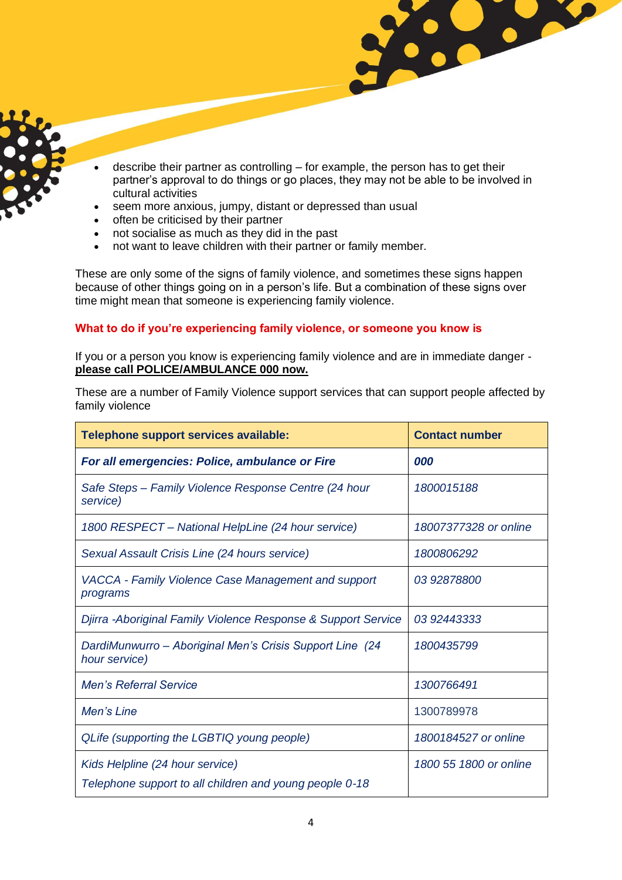- describe their partner as controlling – for example, the person has to get their partner's approval to do things or go places, they may not be able to be involved in cultural activities
- seem more anxious, jumpy, distant or depressed than usual
- often be criticised by their partner
- not socialise as much as they did in the past
- not want to leave children with their partner or family member.

These are only some of the signs of family violence, and sometimes these signs happen because of other things going on in a person's life. But a combination of these signs over time might mean that someone is experiencing family violence.

**What to do if you're experiencing family violence, or someone you know is**

If you or a person you know is experiencing family violence and are in immediate danger - **please call POLICE/AMBULANCE 000 now.**

These are a number of Family Violence support services that can support people affected by family violence

| Telephone support services available: | Contact number |
|---|---|
| ***For all emergencies: Police, ambulance or Fire*** | ***000*** |
| *Safe Steps – Family Violence Response Centre (24 hour service)* | *1800015188* |
| *1800 RESPECT – National HelpLine (24 hour service)* | *18007377328 or online* |
| *Sexual Assault Crisis Line (24 hours service)* | *1800806292* |
| *VACCA - Family Violence Case Management and support programs* | *03 92878800* |
| *Djirra -Aboriginal Family Violence Response & Support Service* | *03 92443333* |
| *DardiMunwurro – Aboriginal Men's Crisis Support Line (24 hour service)* | *1800435799* |
| *Men's Referral Service* | *1300766491* |
| *Men's Line* | 1300789978 |
| *QLife (supporting the LGBTIQ young people)* | *1800184527 or online* |
| *Kids Helpline (24 hour service)* *Telephone support to all children and young people 0-18* | *1800 55 1800 or online* |